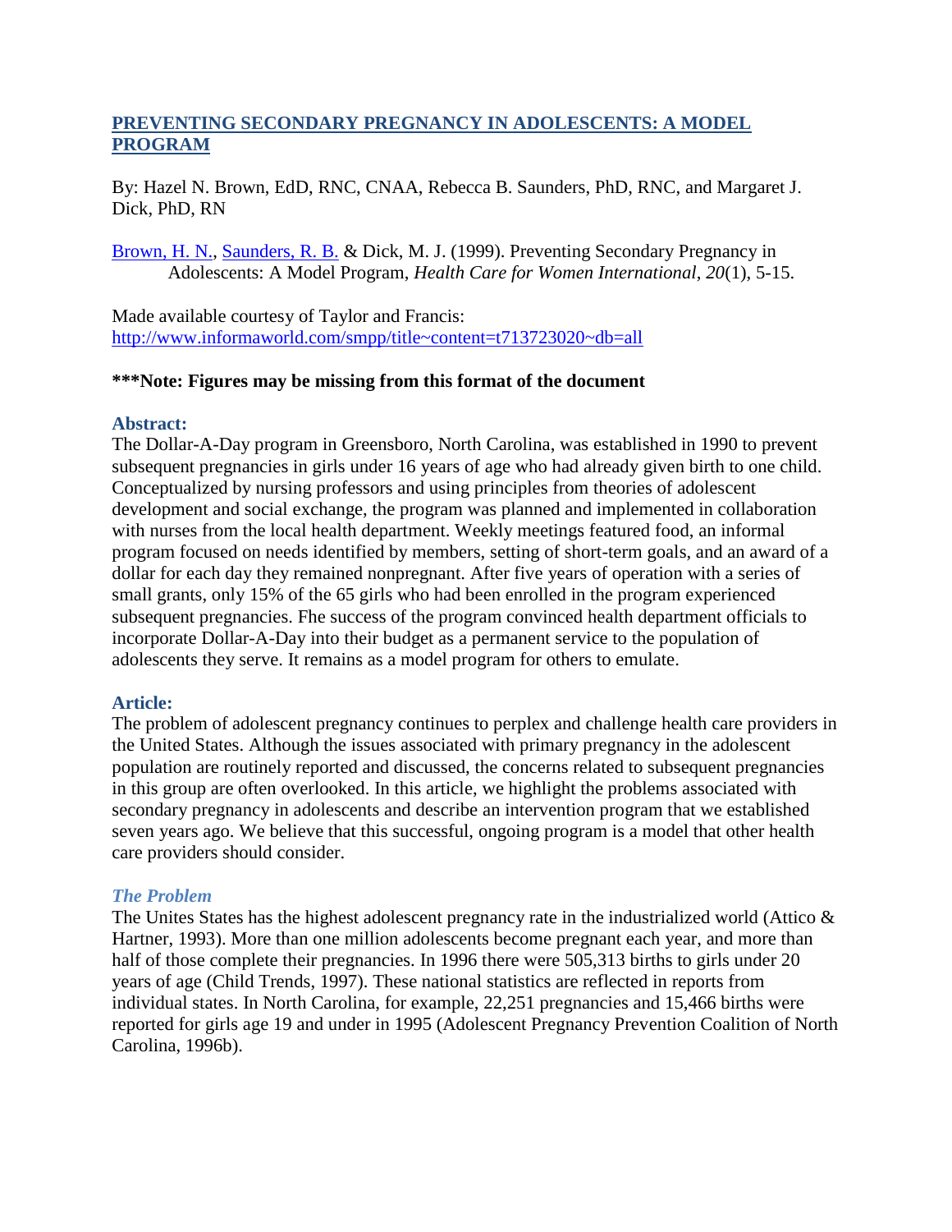# [PREVENTING SECONDARY PREGNANCY IN ADOLESCENTS: A MODEL PROGRAM](#)

By: Hazel N. Brown, EdD, RNC, CNAA, Rebecca B. Saunders, PhD, RNC, and Margaret J. Dick, PhD, RN

[Brown, H. N.](#), [Saunders, R. B.](#) & Dick, M. J. (1999). Preventing Secondary Pregnancy in Adolescents: A Model Program, *Health Care for Women International*, *20*(1), 5-15.

Made available courtesy of Taylor and Francis:
[http://www.informaworld.com/smpp/title~content=t713723020~db=all](http://www.informaworld.com/smpp/title~content=t713723020~db=all)

**\*\*\*Note: Figures may be missing from this format of the document**

## Abstract:

The Dollar-A-Day program in Greensboro, North Carolina, was established in 1990 to prevent subsequent pregnancies in girls under 16 years of age who had already given birth to one child. Conceptualized by nursing professors and using principles from theories of adolescent development and social exchange, the program was planned and implemented in collaboration with nurses from the local health department. Weekly meetings featured food, an informal program focused on needs identified by members, setting of short-term goals, and an award of a dollar for each day they remained nonpregnant. After five years of operation with a series of small grants, only 15% of the 65 girls who had been enrolled in the program experienced subsequent pregnancies. Fhe success of the program convinced health department officials to incorporate Dollar-A-Day into their budget as a permanent service to the population of adolescents they serve. It remains as a model program for others to emulate.

## Article:

The problem of adolescent pregnancy continues to perplex and challenge health care providers in the United States. Although the issues associated with primary pregnancy in the adolescent population are routinely reported and discussed, the concerns related to subsequent pregnancies in this group are often overlooked. In this article, we highlight the problems associated with secondary pregnancy in adolescents and describe an intervention program that we established seven years ago. We believe that this successful, ongoing program is a model that other health care providers should consider.

### *The Problem*

The Unites States has the highest adolescent pregnancy rate in the industrialized world (Attico & Hartner, 1993). More than one million adolescents become pregnant each year, and more than half of those complete their pregnancies. In 1996 there were 505,313 births to girls under 20 years of age (Child Trends, 1997). These national statistics are reflected in reports from individual states. In North Carolina, for example, 22,251 pregnancies and 15,466 births were reported for girls age 19 and under in 1995 (Adolescent Pregnancy Prevention Coalition of North Carolina, 1996b).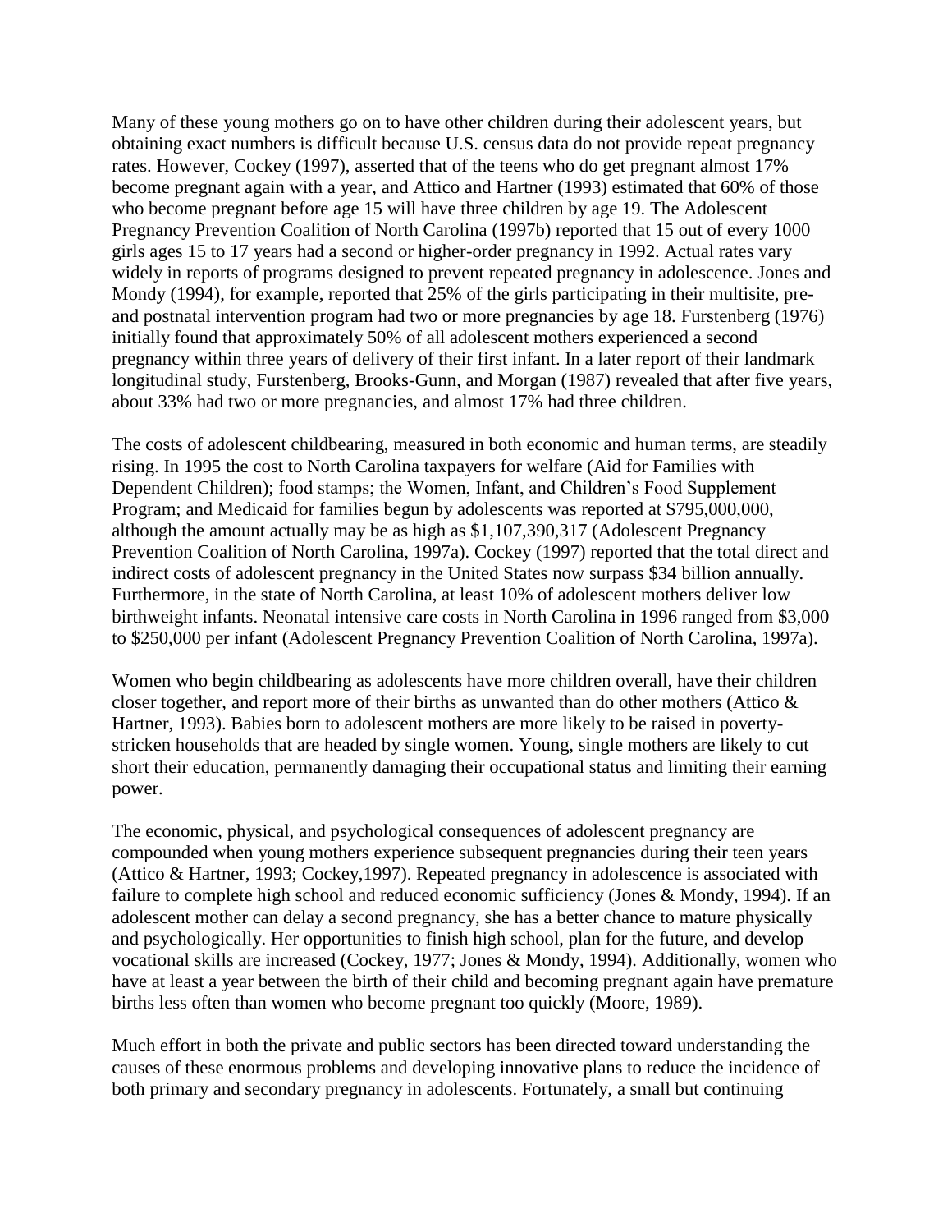Many of these young mothers go on to have other children during their adolescent years, but obtaining exact numbers is difficult because U.S. census data do not provide repeat pregnancy rates. However, Cockey (1997), asserted that of the teens who do get pregnant almost 17% become pregnant again with a year, and Attico and Hartner (1993) estimated that 60% of those who become pregnant before age 15 will have three children by age 19. The Adolescent Pregnancy Prevention Coalition of North Carolina (1997b) reported that 15 out of every 1000 girls ages 15 to 17 years had a second or higher-order pregnancy in 1992. Actual rates vary widely in reports of programs designed to prevent repeated pregnancy in adolescence. Jones and Mondy (1994), for example, reported that 25% of the girls participating in their multisite, pre- and postnatal intervention program had two or more pregnancies by age 18. Furstenberg (1976) initially found that approximately 50% of all adolescent mothers experienced a second pregnancy within three years of delivery of their first infant. In a later report of their landmark longitudinal study, Furstenberg, Brooks-Gunn, and Morgan (1987) revealed that after five years, about 33% had two or more pregnancies, and almost 17% had three children.

The costs of adolescent childbearing, measured in both economic and human terms, are steadily rising. In 1995 the cost to North Carolina taxpayers for welfare (Aid for Families with Dependent Children); food stamps; the Women, Infant, and Children's Food Supplement Program; and Medicaid for families begun by adolescents was reported at $795,000,000, although the amount actually may be as high as $1,107,390,317 (Adolescent Pregnancy Prevention Coalition of North Carolina, 1997a). Cockey (1997) reported that the total direct and indirect costs of adolescent pregnancy in the United States now surpass $34 billion annually. Furthermore, in the state of North Carolina, at least 10% of adolescent mothers deliver low birthweight infants. Neonatal intensive care costs in North Carolina in 1996 ranged from $3,000 to $250,000 per infant (Adolescent Pregnancy Prevention Coalition of North Carolina, 1997a).

Women who begin childbearing as adolescents have more children overall, have their children closer together, and report more of their births as unwanted than do other mothers (Attico & Hartner, 1993). Babies born to adolescent mothers are more likely to be raised in poverty-stricken households that are headed by single women. Young, single mothers are likely to cut short their education, permanently damaging their occupational status and limiting their earning power.

The economic, physical, and psychological consequences of adolescent pregnancy are compounded when young mothers experience subsequent pregnancies during their teen years (Attico & Hartner, 1993; Cockey,1997). Repeated pregnancy in adolescence is associated with failure to complete high school and reduced economic sufficiency (Jones & Mondy, 1994). If an adolescent mother can delay a second pregnancy, she has a better chance to mature physically and psychologically. Her opportunities to finish high school, plan for the future, and develop vocational skills are increased (Cockey, 1977; Jones & Mondy, 1994). Additionally, women who have at least a year between the birth of their child and becoming pregnant again have premature births less often than women who become pregnant too quickly (Moore, 1989).

Much effort in both the private and public sectors has been directed toward understanding the causes of these enormous problems and developing innovative plans to reduce the incidence of both primary and secondary pregnancy in adolescents. Fortunately, a small but continuing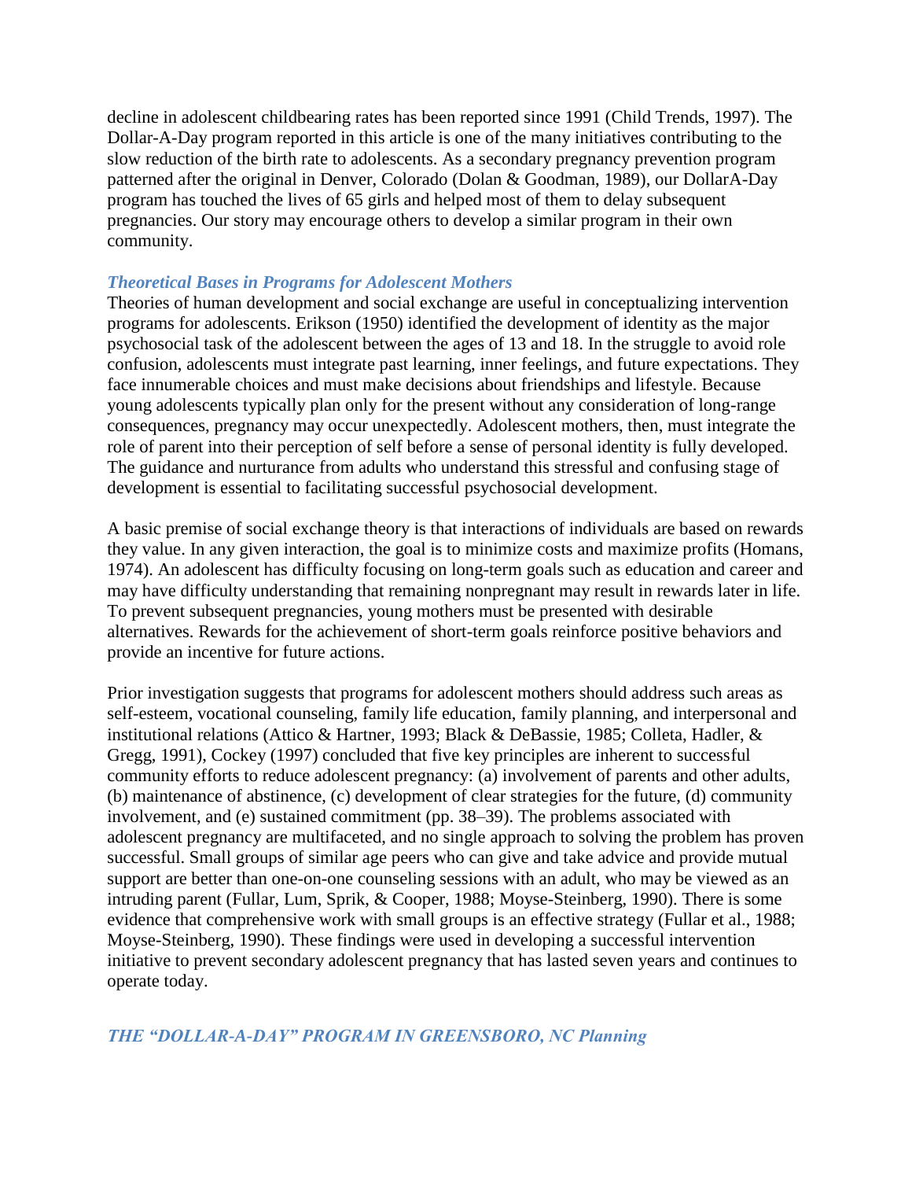decline in adolescent childbearing rates has been reported since 1991 (Child Trends, 1997). The Dollar-A-Day program reported in this article is one of the many initiatives contributing to the slow reduction of the birth rate to adolescents. As a secondary pregnancy prevention program patterned after the original in Denver, Colorado (Dolan & Goodman, 1989), our DollarA-Day program has touched the lives of 65 girls and helped most of them to delay subsequent pregnancies. Our story may encourage others to develop a similar program in their own community.

### *Theoretical Bases in Programs for Adolescent Mothers*

Theories of human development and social exchange are useful in conceptualizing intervention programs for adolescents. Erikson (1950) identified the development of identity as the major psychosocial task of the adolescent between the ages of 13 and 18. In the struggle to avoid role confusion, adolescents must integrate past learning, inner feelings, and future expectations. They face innumerable choices and must make decisions about friendships and lifestyle. Because young adolescents typically plan only for the present without any consideration of long-range consequences, pregnancy may occur unexpectedly. Adolescent mothers, then, must integrate the role of parent into their perception of self before a sense of personal identity is fully developed. The guidance and nurturance from adults who understand this stressful and confusing stage of development is essential to facilitating successful psychosocial development.

A basic premise of social exchange theory is that interactions of individuals are based on rewards they value. In any given interaction, the goal is to minimize costs and maximize profits (Homans, 1974). An adolescent has difficulty focusing on long-term goals such as education and career and may have difficulty understanding that remaining nonpregnant may result in rewards later in life. To prevent subsequent pregnancies, young mothers must be presented with desirable alternatives. Rewards for the achievement of short-term goals reinforce positive behaviors and provide an incentive for future actions.

Prior investigation suggests that programs for adolescent mothers should address such areas as self-esteem, vocational counseling, family life education, family planning, and interpersonal and institutional relations (Attico & Hartner, 1993; Black & DeBassie, 1985; Colleta, Hadler, & Gregg, 1991), Cockey (1997) concluded that five key principles are inherent to successful community efforts to reduce adolescent pregnancy: (a) involvement of parents and other adults, (b) maintenance of abstinence, (c) development of clear strategies for the future, (d) community involvement, and (e) sustained commitment (pp. 38–39). The problems associated with adolescent pregnancy are multifaceted, and no single approach to solving the problem has proven successful. Small groups of similar age peers who can give and take advice and provide mutual support are better than one-on-one counseling sessions with an adult, who may be viewed as an intruding parent (Fullar, Lum, Sprik, & Cooper, 1988; Moyse-Steinberg, 1990). There is some evidence that comprehensive work with small groups is an effective strategy (Fullar et al., 1988; Moyse-Steinberg, 1990). These findings were used in developing a successful intervention initiative to prevent secondary adolescent pregnancy that has lasted seven years and continues to operate today.

### *THE "DOLLAR-A-DAY" PROGRAM IN GREENSBORO, NC Planning*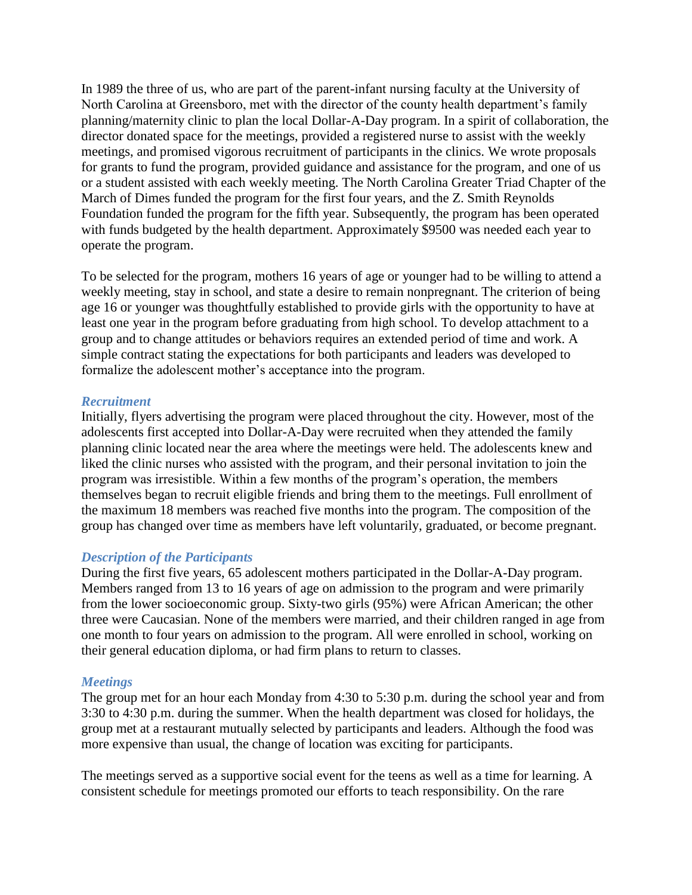In 1989 the three of us, who are part of the parent-infant nursing faculty at the University of North Carolina at Greensboro, met with the director of the county health department's family planning/maternity clinic to plan the local Dollar-A-Day program. In a spirit of collaboration, the director donated space for the meetings, provided a registered nurse to assist with the weekly meetings, and promised vigorous recruitment of participants in the clinics. We wrote proposals for grants to fund the program, provided guidance and assistance for the program, and one of us or a student assisted with each weekly meeting. The North Carolina Greater Triad Chapter of the March of Dimes funded the program for the first four years, and the Z. Smith Reynolds Foundation funded the program for the fifth year. Subsequently, the program has been operated with funds budgeted by the health department. Approximately $9500 was needed each year to operate the program.

To be selected for the program, mothers 16 years of age or younger had to be willing to attend a weekly meeting, stay in school, and state a desire to remain nonpregnant. The criterion of being age 16 or younger was thoughtfully established to provide girls with the opportunity to have at least one year in the program before graduating from high school. To develop attachment to a group and to change attitudes or behaviors requires an extended period of time and work. A simple contract stating the expectations for both participants and leaders was developed to formalize the adolescent mother's acceptance into the program.

### *Recruitment*

Initially, flyers advertising the program were placed throughout the city. However, most of the adolescents first accepted into Dollar-A-Day were recruited when they attended the family planning clinic located near the area where the meetings were held. The adolescents knew and liked the clinic nurses who assisted with the program, and their personal invitation to join the program was irresistible. Within a few months of the program's operation, the members themselves began to recruit eligible friends and bring them to the meetings. Full enrollment of the maximum 18 members was reached five months into the program. The composition of the group has changed over time as members have left voluntarily, graduated, or become pregnant.

### *Description of the Participants*

During the first five years, 65 adolescent mothers participated in the Dollar-A-Day program. Members ranged from 13 to 16 years of age on admission to the program and were primarily from the lower socioeconomic group. Sixty-two girls (95%) were African American; the other three were Caucasian. None of the members were married, and their children ranged in age from one month to four years on admission to the program. All were enrolled in school, working on their general education diploma, or had firm plans to return to classes.

### *Meetings*

The group met for an hour each Monday from 4:30 to 5:30 p.m. during the school year and from 3:30 to 4:30 p.m. during the summer. When the health department was closed for holidays, the group met at a restaurant mutually selected by participants and leaders. Although the food was more expensive than usual, the change of location was exciting for participants.

The meetings served as a supportive social event for the teens as well as a time for learning. A consistent schedule for meetings promoted our efforts to teach responsibility. On the rare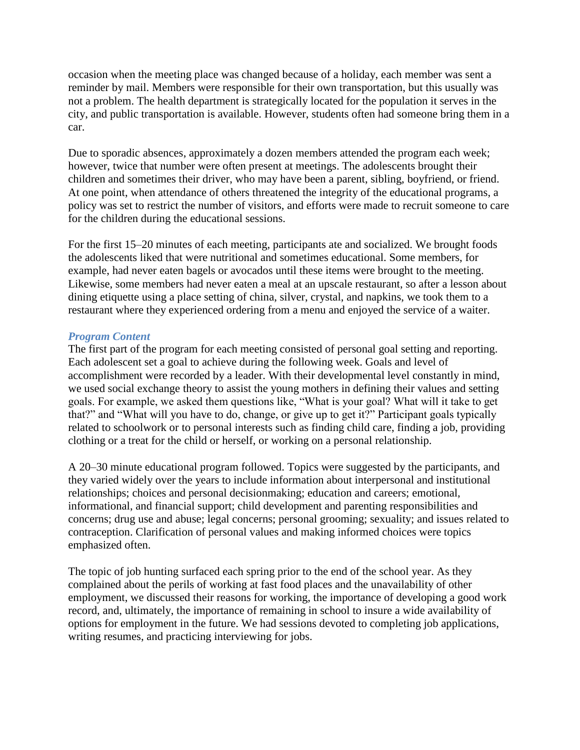occasion when the meeting place was changed because of a holiday, each member was sent a reminder by mail. Members were responsible for their own transportation, but this usually was not a problem. The health department is strategically located for the population it serves in the city, and public transportation is available. However, students often had someone bring them in a car.

Due to sporadic absences, approximately a dozen members attended the program each week; however, twice that number were often present at meetings. The adolescents brought their children and sometimes their driver, who may have been a parent, sibling, boyfriend, or friend. At one point, when attendance of others threatened the integrity of the educational programs, a policy was set to restrict the number of visitors, and efforts were made to recruit someone to care for the children during the educational sessions.

For the first 15–20 minutes of each meeting, participants ate and socialized. We brought foods the adolescents liked that were nutritional and sometimes educational. Some members, for example, had never eaten bagels or avocados until these items were brought to the meeting. Likewise, some members had never eaten a meal at an upscale restaurant, so after a lesson about dining etiquette using a place setting of china, silver, crystal, and napkins, we took them to a restaurant where they experienced ordering from a menu and enjoyed the service of a waiter.

### *Program Content*

The first part of the program for each meeting consisted of personal goal setting and reporting. Each adolescent set a goal to achieve during the following week. Goals and level of accomplishment were recorded by a leader. With their developmental level constantly in mind, we used social exchange theory to assist the young mothers in defining their values and setting goals. For example, we asked them questions like, "What is your goal? What will it take to get that?" and "What will you have to do, change, or give up to get it?" Participant goals typically related to schoolwork or to personal interests such as finding child care, finding a job, providing clothing or a treat for the child or herself, or working on a personal relationship.

A 20–30 minute educational program followed. Topics were suggested by the participants, and they varied widely over the years to include information about interpersonal and institutional relationships; choices and personal decisionmaking; education and careers; emotional, informational, and financial support; child development and parenting responsibilities and concerns; drug use and abuse; legal concerns; personal grooming; sexuality; and issues related to contraception. Clarification of personal values and making informed choices were topics emphasized often.

The topic of job hunting surfaced each spring prior to the end of the school year. As they complained about the perils of working at fast food places and the unavailability of other employment, we discussed their reasons for working, the importance of developing a good work record, and, ultimately, the importance of remaining in school to insure a wide availability of options for employment in the future. We had sessions devoted to completing job applications, writing resumes, and practicing interviewing for jobs.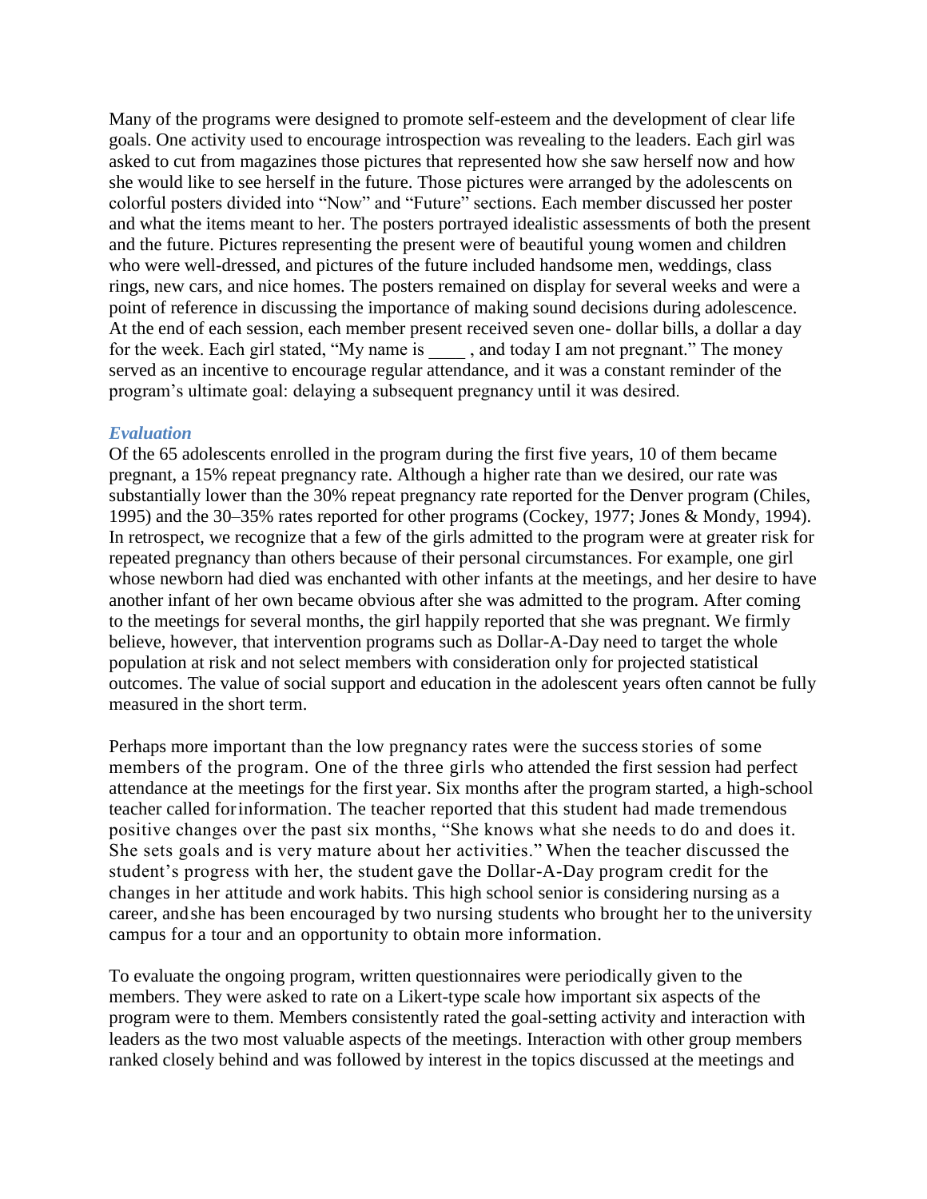Many of the programs were designed to promote self-esteem and the development of clear life goals. One activity used to encourage introspection was revealing to the leaders. Each girl was asked to cut from magazines those pictures that represented how she saw herself now and how she would like to see herself in the future. Those pictures were arranged by the adolescents on colorful posters divided into "Now" and "Future" sections. Each member discussed her poster and what the items meant to her. The posters portrayed idealistic assessments of both the present and the future. Pictures representing the present were of beautiful young women and children who were well-dressed, and pictures of the future included handsome men, weddings, class rings, new cars, and nice homes. The posters remained on display for several weeks and were a point of reference in discussing the importance of making sound decisions during adolescence. At the end of each session, each member present received seven one- dollar bills, a dollar a day for the week. Each girl stated, "My name is ____ , and today I am not pregnant." The money served as an incentive to encourage regular attendance, and it was a constant reminder of the program's ultimate goal: delaying a subsequent pregnancy until it was desired.

### *Evaluation*

Of the 65 adolescents enrolled in the program during the first five years, 10 of them became pregnant, a 15% repeat pregnancy rate. Although a higher rate than we desired, our rate was substantially lower than the 30% repeat pregnancy rate reported for the Denver program (Chiles, 1995) and the 30–35% rates reported for other programs (Cockey, 1977; Jones & Mondy, 1994). In retrospect, we recognize that a few of the girls admitted to the program were at greater risk for repeated pregnancy than others because of their personal circumstances. For example, one girl whose newborn had died was enchanted with other infants at the meetings, and her desire to have another infant of her own became obvious after she was admitted to the program. After coming to the meetings for several months, the girl happily reported that she was pregnant. We firmly believe, however, that intervention programs such as Dollar-A-Day need to target the whole population at risk and not select members with consideration only for projected statistical outcomes. The value of social support and education in the adolescent years often cannot be fully measured in the short term.

Perhaps more important than the low pregnancy rates were the success stories of some members of the program. One of the three girls who attended the first session had perfect attendance at the meetings for the first year. Six months after the program started, a high-school teacher called for information. The teacher reported that this student had made tremendous positive changes over the past six months, "She knows what she needs to do and does it. She sets goals and is very mature about her activities." When the teacher discussed the student's progress with her, the student gave the Dollar-A-Day program credit for the changes in her attitude and work habits. This high school senior is considering nursing as a career, and she has been encouraged by two nursing students who brought her to the university campus for a tour and an opportunity to obtain more information.

To evaluate the ongoing program, written questionnaires were periodically given to the members. They were asked to rate on a Likert-type scale how important six aspects of the program were to them. Members consistently rated the goal-setting activity and interaction with leaders as the two most valuable aspects of the meetings. Interaction with other group members ranked closely behind and was followed by interest in the topics discussed at the meetings and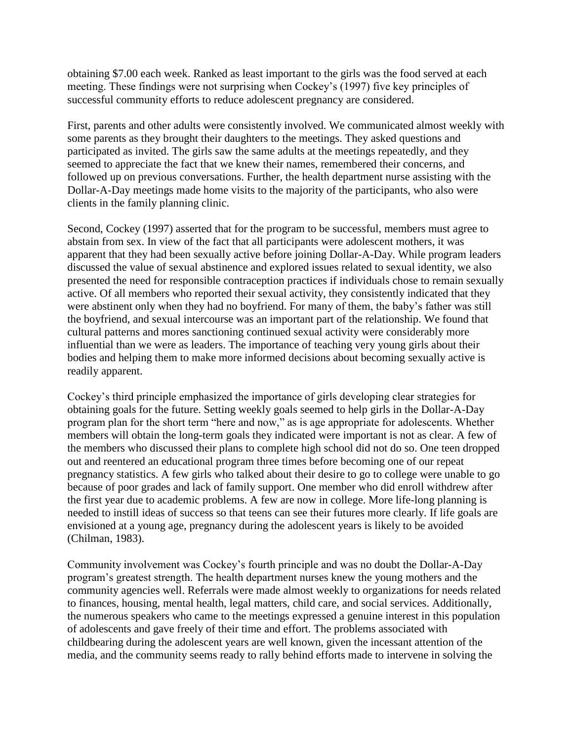obtaining $7.00 each week. Ranked as least important to the girls was the food served at each meeting. These findings were not surprising when Cockey's (1997) five key principles of successful community efforts to reduce adolescent pregnancy are considered.

First, parents and other adults were consistently involved. We communicated almost weekly with some parents as they brought their daughters to the meetings. They asked questions and participated as invited. The girls saw the same adults at the meetings repeatedly, and they seemed to appreciate the fact that we knew their names, remembered their concerns, and followed up on previous conversations. Further, the health department nurse assisting with the Dollar-A-Day meetings made home visits to the majority of the participants, who also were clients in the family planning clinic.

Second, Cockey (1997) asserted that for the program to be successful, members must agree to abstain from sex. In view of the fact that all participants were adolescent mothers, it was apparent that they had been sexually active before joining Dollar-A-Day. While program leaders discussed the value of sexual abstinence and explored issues related to sexual identity, we also presented the need for responsible contraception practices if individuals chose to remain sexually active. Of all members who reported their sexual activity, they consistently indicated that they were abstinent only when they had no boyfriend. For many of them, the baby's father was still the boyfriend, and sexual intercourse was an important part of the relationship. We found that cultural patterns and mores sanctioning continued sexual activity were considerably more influential than we were as leaders. The importance of teaching very young girls about their bodies and helping them to make more informed decisions about becoming sexually active is readily apparent.

Cockey's third principle emphasized the importance of girls developing clear strategies for obtaining goals for the future. Setting weekly goals seemed to help girls in the Dollar-A-Day program plan for the short term "here and now," as is age appropriate for adolescents. Whether members will obtain the long-term goals they indicated were important is not as clear. A few of the members who discussed their plans to complete high school did not do so. One teen dropped out and reentered an educational program three times before becoming one of our repeat pregnancy statistics. A few girls who talked about their desire to go to college were unable to go because of poor grades and lack of family support. One member who did enroll withdrew after the first year due to academic problems. A few are now in college. More life-long planning is needed to instill ideas of success so that teens can see their futures more clearly. If life goals are envisioned at a young age, pregnancy during the adolescent years is likely to be avoided (Chilman, 1983).

Community involvement was Cockey's fourth principle and was no doubt the Dollar-A-Day program's greatest strength. The health department nurses knew the young mothers and the community agencies well. Referrals were made almost weekly to organizations for needs related to finances, housing, mental health, legal matters, child care, and social services. Additionally, the numerous speakers who came to the meetings expressed a genuine interest in this population of adolescents and gave freely of their time and effort. The problems associated with childbearing during the adolescent years are well known, given the incessant attention of the media, and the community seems ready to rally behind efforts made to intervene in solving the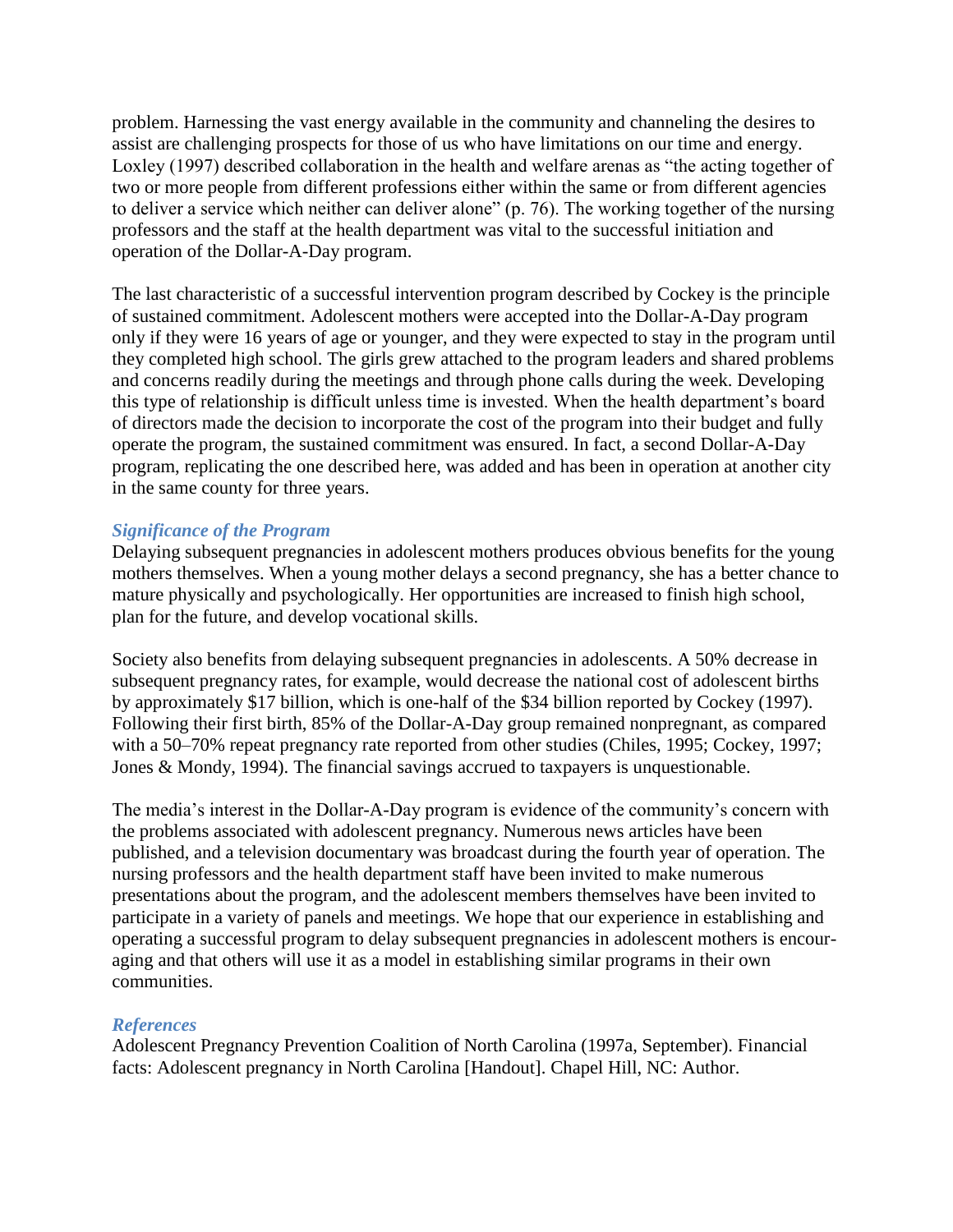problem. Harnessing the vast energy available in the community and channeling the desires to assist are challenging prospects for those of us who have limitations on our time and energy. Loxley (1997) described collaboration in the health and welfare arenas as "the acting together of two or more people from different professions either within the same or from different agencies to deliver a service which neither can deliver alone" (p. 76). The working together of the nursing professors and the staff at the health department was vital to the successful initiation and operation of the Dollar-A-Day program.

The last characteristic of a successful intervention program described by Cockey is the principle of sustained commitment. Adolescent mothers were accepted into the Dollar-A-Day program only if they were 16 years of age or younger, and they were expected to stay in the program until they completed high school. The girls grew attached to the program leaders and shared problems and concerns readily during the meetings and through phone calls during the week. Developing this type of relationship is difficult unless time is invested. When the health department's board of directors made the decision to incorporate the cost of the program into their budget and fully operate the program, the sustained commitment was ensured. In fact, a second Dollar-A-Day program, replicating the one described here, was added and has been in operation at another city in the same county for three years.

### *Significance of the Program*

Delaying subsequent pregnancies in adolescent mothers produces obvious benefits for the young mothers themselves. When a young mother delays a second pregnancy, she has a better chance to mature physically and psychologically. Her opportunities are increased to finish high school, plan for the future, and develop vocational skills.

Society also benefits from delaying subsequent pregnancies in adolescents. A 50% decrease in subsequent pregnancy rates, for example, would decrease the national cost of adolescent births by approximately $17 billion, which is one-half of the $34 billion reported by Cockey (1997). Following their first birth, 85% of the Dollar-A-Day group remained nonpregnant, as compared with a 50–70% repeat pregnancy rate reported from other studies (Chiles, 1995; Cockey, 1997; Jones & Mondy, 1994). The financial savings accrued to taxpayers is unquestionable.

The media's interest in the Dollar-A-Day program is evidence of the community's concern with the problems associated with adolescent pregnancy. Numerous news articles have been published, and a television documentary was broadcast during the fourth year of operation. The nursing professors and the health department staff have been invited to make numerous presentations about the program, and the adolescent members themselves have been invited to participate in a variety of panels and meetings. We hope that our experience in establishing and operating a successful program to delay subsequent pregnancies in adolescent mothers is encouraging and that others will use it as a model in establishing similar programs in their own communities.

### *References*

Adolescent Pregnancy Prevention Coalition of North Carolina (1997a, September). Financial facts: Adolescent pregnancy in North Carolina [Handout]. Chapel Hill, NC: Author.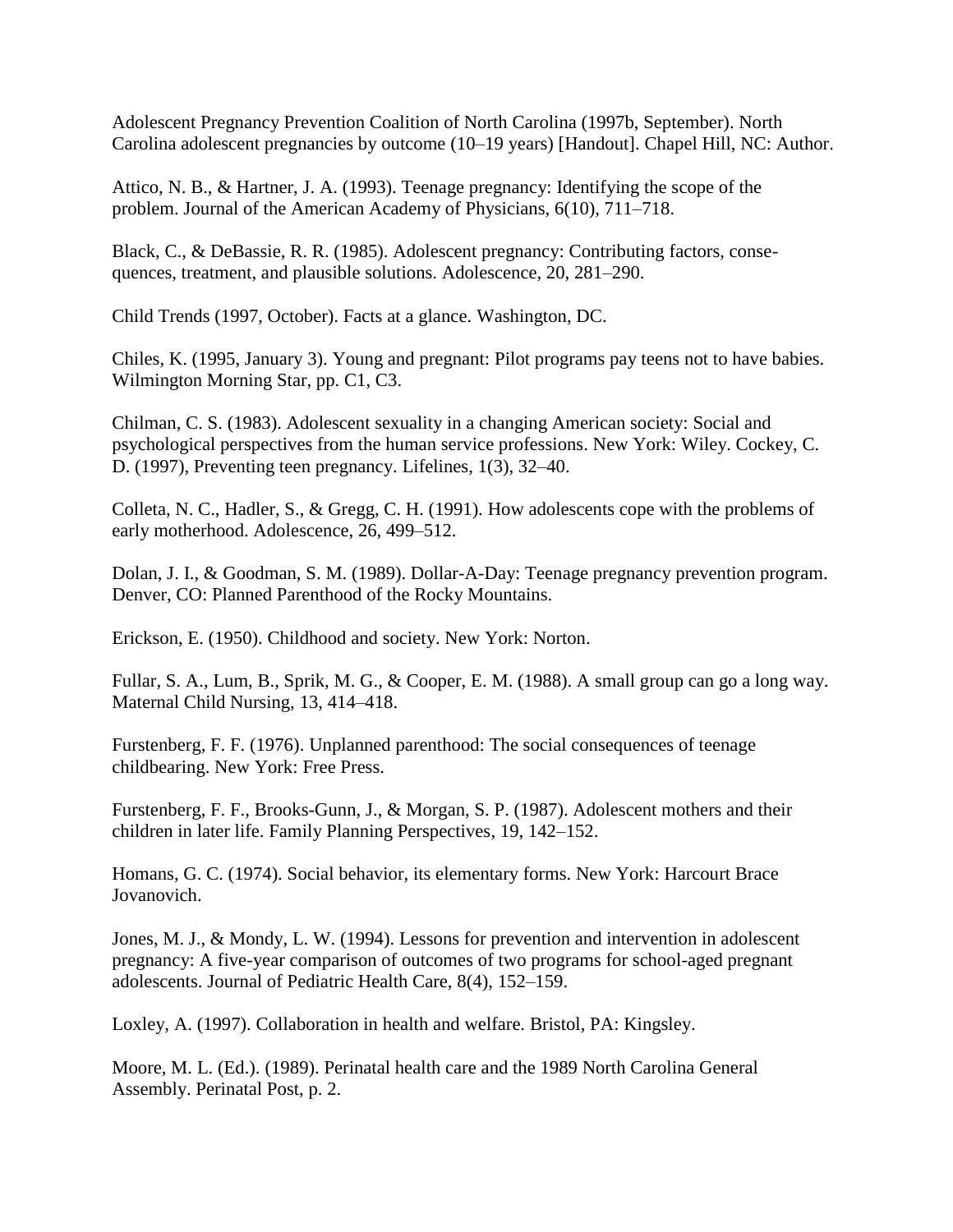Adolescent Pregnancy Prevention Coalition of North Carolina (1997b, September). North Carolina adolescent pregnancies by outcome (10–19 years) [Handout]. Chapel Hill, NC: Author.

Attico, N. B., & Hartner, J. A. (1993). Teenage pregnancy: Identifying the scope of the problem. Journal of the American Academy of Physicians, 6(10), 711–718.

Black, C., & DeBassie, R. R. (1985). Adolescent pregnancy: Contributing factors, consequences, treatment, and plausible solutions. Adolescence, 20, 281–290.

Child Trends (1997, October). Facts at a glance. Washington, DC.

Chiles, K. (1995, January 3). Young and pregnant: Pilot programs pay teens not to have babies. Wilmington Morning Star, pp. C1, C3.

Chilman, C. S. (1983). Adolescent sexuality in a changing American society: Social and psychological perspectives from the human service professions. New York: Wiley. Cockey, C. D. (1997), Preventing teen pregnancy. Lifelines, 1(3), 32–40.

Colleta, N. C., Hadler, S., & Gregg, C. H. (1991). How adolescents cope with the problems of early motherhood. Adolescence, 26, 499–512.

Dolan, J. I., & Goodman, S. M. (1989). Dollar-A-Day: Teenage pregnancy prevention program. Denver, CO: Planned Parenthood of the Rocky Mountains.

Erickson, E. (1950). Childhood and society. New York: Norton.

Fullar, S. A., Lum, B., Sprik, M. G., & Cooper, E. M. (1988). A small group can go a long way. Maternal Child Nursing, 13, 414–418.

Furstenberg, F. F. (1976). Unplanned parenthood: The social consequences of teenage childbearing. New York: Free Press.

Furstenberg, F. F., Brooks-Gunn, J., & Morgan, S. P. (1987). Adolescent mothers and their children in later life. Family Planning Perspectives, 19, 142–152.

Homans, G. C. (1974). Social behavior, its elementary forms. New York: Harcourt Brace Jovanovich.

Jones, M. J., & Mondy, L. W. (1994). Lessons for prevention and intervention in adolescent pregnancy: A five-year comparison of outcomes of two programs for school-aged pregnant adolescents. Journal of Pediatric Health Care, 8(4), 152–159.

Loxley, A. (1997). Collaboration in health and welfare. Bristol, PA: Kingsley.

Moore, M. L. (Ed.). (1989). Perinatal health care and the 1989 North Carolina General Assembly. Perinatal Post, p. 2.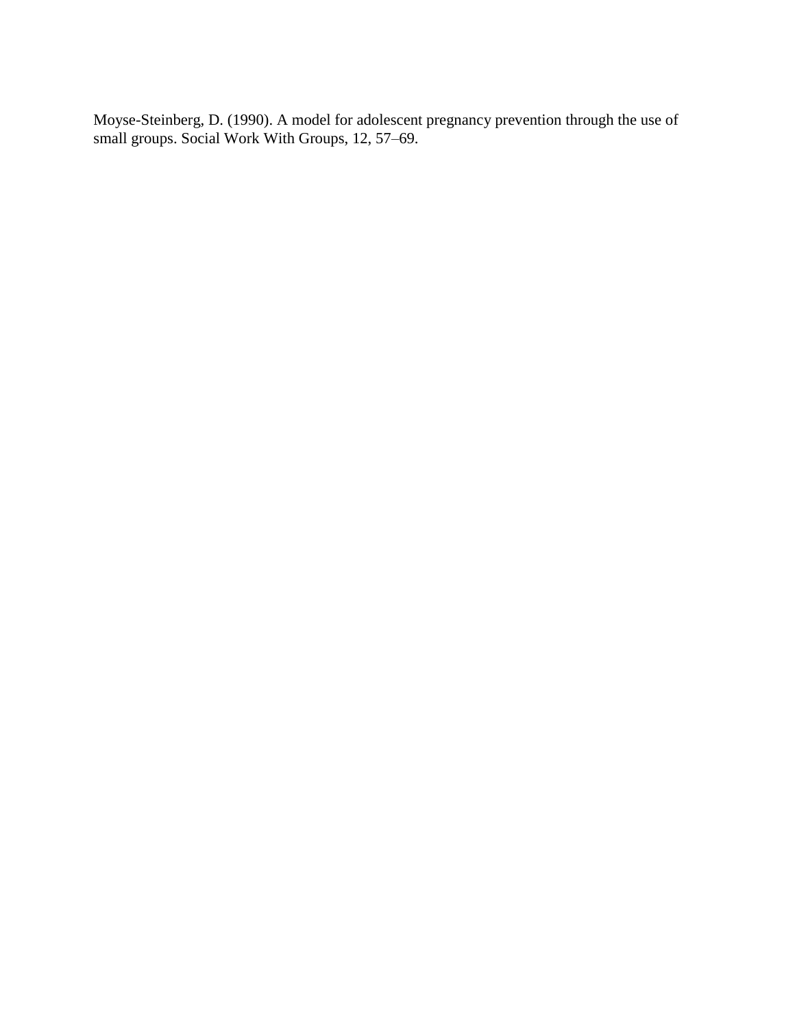Moyse-Steinberg, D. (1990). A model for adolescent pregnancy prevention through the use of small groups. Social Work With Groups, 12, 57–69.